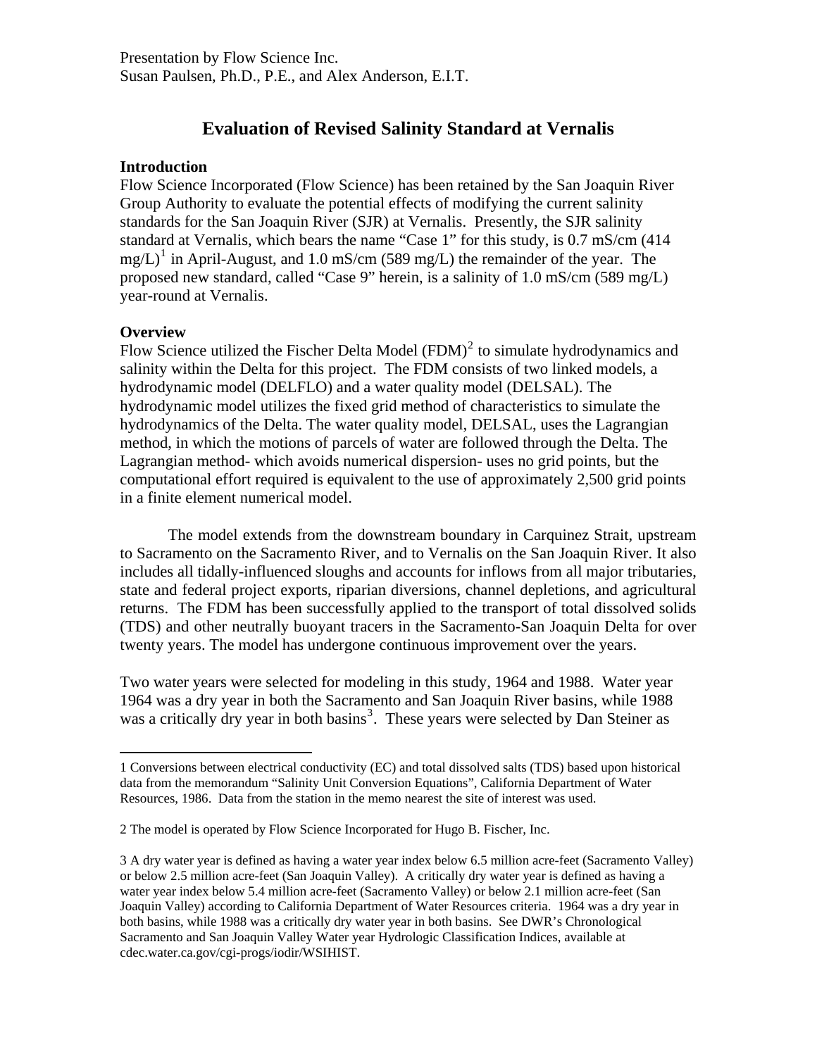Presentation by Flow Science Inc.
Susan Paulsen, Ph.D., P.E., and Alex Anderson, E.I.T.

# Evaluation of Revised Salinity Standard at Vernalis

## Introduction

Flow Science Incorporated (Flow Science) has been retained by the San Joaquin River Group Authority to evaluate the potential effects of modifying the current salinity standards for the San Joaquin River (SJR) at Vernalis. Presently, the SJR salinity standard at Vernalis, which bears the name "Case 1" for this study, is 0.7 mS/cm (414 mg/L)[1] in April-August, and 1.0 mS/cm (589 mg/L) the remainder of the year. The proposed new standard, called "Case 9" herein, is a salinity of 1.0 mS/cm (589 mg/L) year-round at Vernalis.

## Overview

Flow Science utilized the Fischer Delta Model (FDM)[2] to simulate hydrodynamics and salinity within the Delta for this project. The FDM consists of two linked models, a hydrodynamic model (DELFLO) and a water quality model (DELSAL). The hydrodynamic model utilizes the fixed grid method of characteristics to simulate the hydrodynamics of the Delta. The water quality model, DELSAL, uses the Lagrangian method, in which the motions of parcels of water are followed through the Delta. The Lagrangian method- which avoids numerical dispersion- uses no grid points, but the computational effort required is equivalent to the use of approximately 2,500 grid points in a finite element numerical model.

The model extends from the downstream boundary in Carquinez Strait, upstream to Sacramento on the Sacramento River, and to Vernalis on the San Joaquin River. It also includes all tidally-influenced sloughs and accounts for inflows from all major tributaries, state and federal project exports, riparian diversions, channel depletions, and agricultural returns. The FDM has been successfully applied to the transport of total dissolved solids (TDS) and other neutrally buoyant tracers in the Sacramento-San Joaquin Delta for over twenty years. The model has undergone continuous improvement over the years.

Two water years were selected for modeling in this study, 1964 and 1988. Water year 1964 was a dry year in both the Sacramento and San Joaquin River basins, while 1988 was a critically dry year in both basins[3]. These years were selected by Dan Steiner as

---

1 Conversions between electrical conductivity (EC) and total dissolved salts (TDS) based upon historical data from the memorandum "Salinity Unit Conversion Equations", California Department of Water Resources, 1986. Data from the station in the memo nearest the site of interest was used.

2 The model is operated by Flow Science Incorporated for Hugo B. Fischer, Inc.

3 A dry water year is defined as having a water year index below 6.5 million acre-feet (Sacramento Valley) or below 2.5 million acre-feet (San Joaquin Valley). A critically dry water year is defined as having a water year index below 5.4 million acre-feet (Sacramento Valley) or below 2.1 million acre-feet (San Joaquin Valley) according to California Department of Water Resources criteria. 1964 was a dry year in both basins, while 1988 was a critically dry water year in both basins. See DWR's Chronological Sacramento and San Joaquin Valley Water year Hydrologic Classification Indices, available at cdec.water.ca.gov/cgi-progs/iodir/WSIHIST.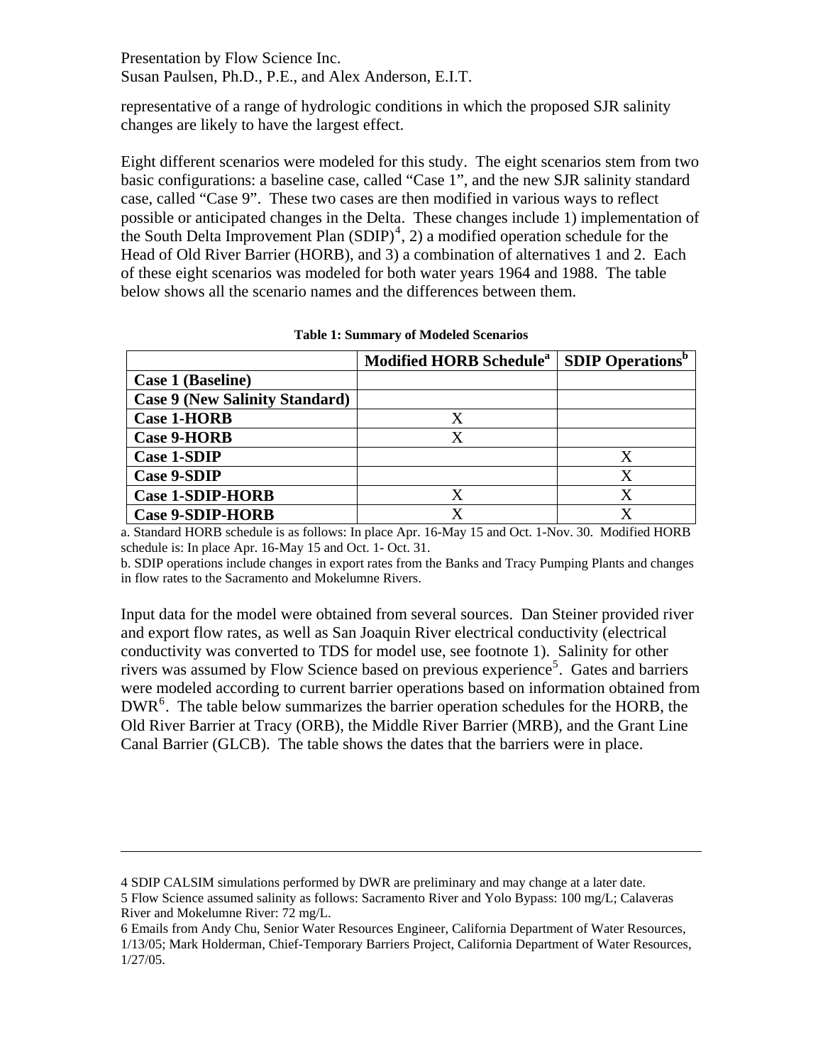representative of a range of hydrologic conditions in which the proposed SJR salinity changes are likely to have the largest effect.

Eight different scenarios were modeled for this study. The eight scenarios stem from two basic configurations: a baseline case, called "Case 1", and the new SJR salinity standard case, called "Case 9". These two cases are then modified in various ways to reflect possible or anticipated changes in the Delta. These changes include 1) implementation of the South Delta Improvement Plan (SDIP)[4], 2) a modified operation schedule for the Head of Old River Barrier (HORB), and 3) a combination of alternatives 1 and 2. Each of these eight scenarios was modeled for both water years 1964 and 1988. The table below shows all the scenario names and the differences between them.

**Table 1: Summary of Modeled Scenarios**

| | Modified HORB Schedule[a] | SDIP Operations[b] |
|---|---|---|
| **Case 1 (Baseline)** | | |
| **Case 9 (New Salinity Standard)** | | |
| **Case 1-HORB** | X | |
| **Case 9-HORB** | X | |
| **Case 1-SDIP** | | X |
| **Case 9-SDIP** | | X |
| **Case 1-SDIP-HORB** | X | X |
| **Case 9-SDIP-HORB** | X | X |

a. Standard HORB schedule is as follows: In place Apr. 16-May 15 and Oct. 1-Nov. 30. Modified HORB schedule is: In place Apr. 16-May 15 and Oct. 1- Oct. 31.

b. SDIP operations include changes in export rates from the Banks and Tracy Pumping Plants and changes in flow rates to the Sacramento and Mokelumne Rivers.

Input data for the model were obtained from several sources. Dan Steiner provided river and export flow rates, as well as San Joaquin River electrical conductivity (electrical conductivity was converted to TDS for model use, see footnote 1). Salinity for other rivers was assumed by Flow Science based on previous experience[5]. Gates and barriers were modeled according to current barrier operations based on information obtained from DWR[6]. The table below summarizes the barrier operation schedules for the HORB, the Old River Barrier at Tracy (ORB), the Middle River Barrier (MRB), and the Grant Line Canal Barrier (GLCB). The table shows the dates that the barriers were in place.

---

4 SDIP CALSIM simulations performed by DWR are preliminary and may change at a later date.

5 Flow Science assumed salinity as follows: Sacramento River and Yolo Bypass: 100 mg/L; Calaveras River and Mokelumne River: 72 mg/L.

6 Emails from Andy Chu, Senior Water Resources Engineer, California Department of Water Resources, 1/13/05; Mark Holderman, Chief-Temporary Barriers Project, California Department of Water Resources, 1/27/05.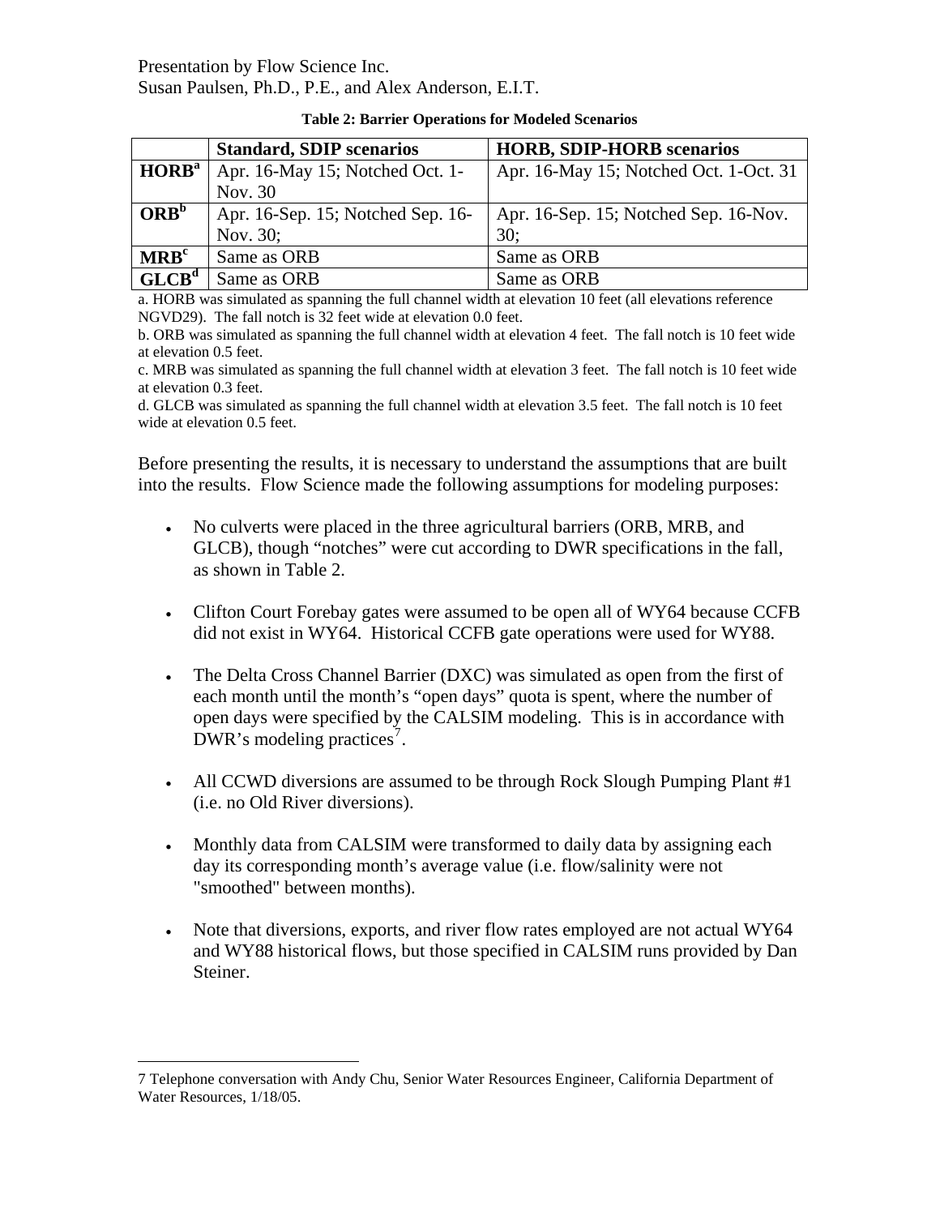Presentation by Flow Science Inc.
Susan Paulsen, Ph.D., P.E., and Alex Anderson, E.I.T.

**Table 2: Barrier Operations for Modeled Scenarios**

| | Standard, SDIP scenarios | HORB, SDIP-HORB scenarios |
|---|---|---|
| **HORB**[a] | Apr. 16-May 15; Notched Oct. 1-Nov. 30 | Apr. 16-May 15; Notched Oct. 1-Oct. 31 |
| **ORB**[b] | Apr. 16-Sep. 15; Notched Sep. 16-Nov. 30; | Apr. 16-Sep. 15; Notched Sep. 16-Nov. 30; |
| **MRB**[c] | Same as ORB | Same as ORB |
| **GLCB**[d] | Same as ORB | Same as ORB |

a. HORB was simulated as spanning the full channel width at elevation 10 feet (all elevations reference NGVD29). The fall notch is 32 feet wide at elevation 0.0 feet.
b. ORB was simulated as spanning the full channel width at elevation 4 feet. The fall notch is 10 feet wide at elevation 0.5 feet.
c. MRB was simulated as spanning the full channel width at elevation 3 feet. The fall notch is 10 feet wide at elevation 0.3 feet.
d. GLCB was simulated as spanning the full channel width at elevation 3.5 feet. The fall notch is 10 feet wide at elevation 0.5 feet.

Before presenting the results, it is necessary to understand the assumptions that are built into the results. Flow Science made the following assumptions for modeling purposes:

- No culverts were placed in the three agricultural barriers (ORB, MRB, and GLCB), though "notches" were cut according to DWR specifications in the fall, as shown in Table 2.

- Clifton Court Forebay gates were assumed to be open all of WY64 because CCFB did not exist in WY64. Historical CCFB gate operations were used for WY88.

- The Delta Cross Channel Barrier (DXC) was simulated as open from the first of each month until the month's "open days" quota is spent, where the number of open days were specified by the CALSIM modeling. This is in accordance with DWR's modeling practices[7].

- All CCWD diversions are assumed to be through Rock Slough Pumping Plant #1 (i.e. no Old River diversions).

- Monthly data from CALSIM were transformed to daily data by assigning each day its corresponding month's average value (i.e. flow/salinity were not "smoothed" between months).

- Note that diversions, exports, and river flow rates employed are not actual WY64 and WY88 historical flows, but those specified in CALSIM runs provided by Dan Steiner.

---

7 Telephone conversation with Andy Chu, Senior Water Resources Engineer, California Department of Water Resources, 1/18/05.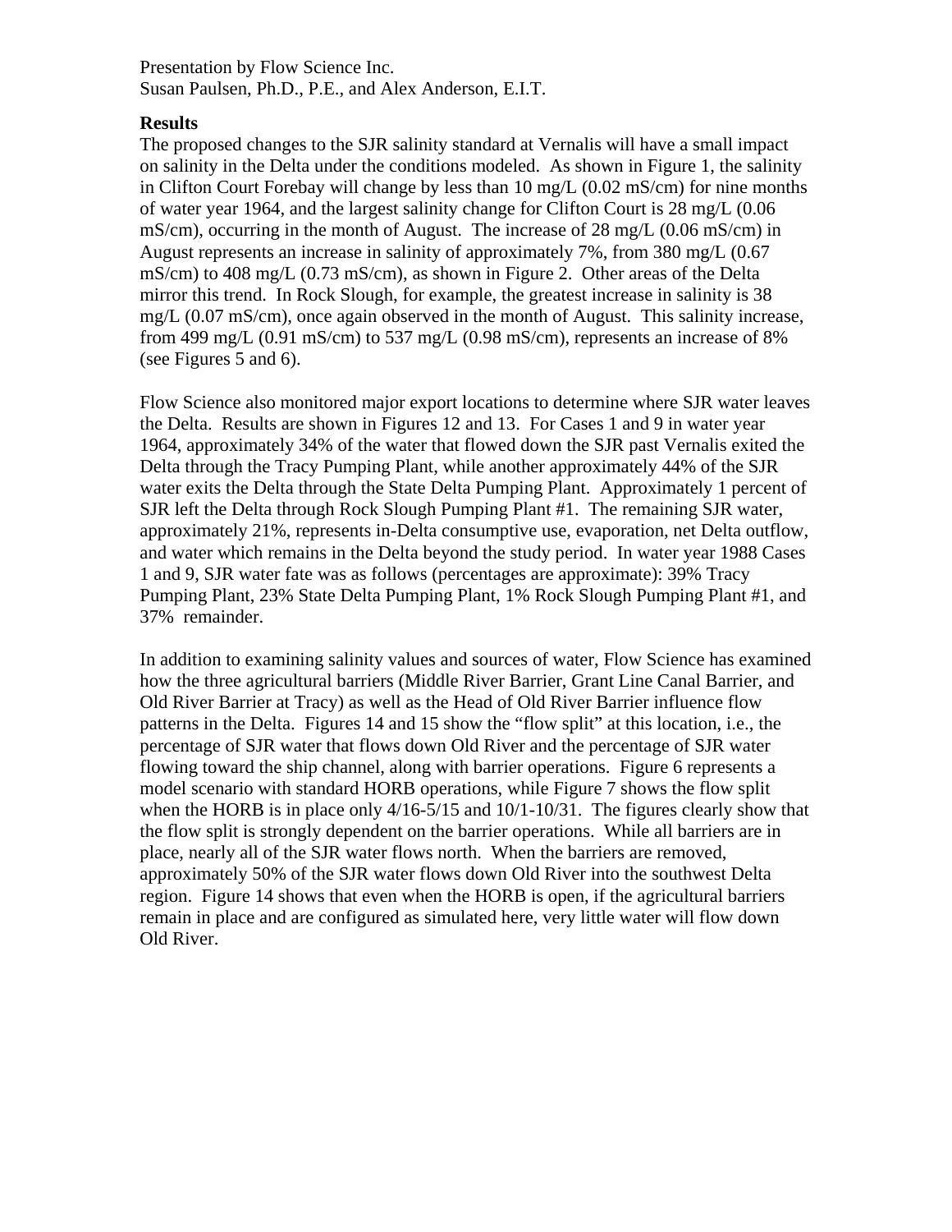Presentation by Flow Science Inc.
Susan Paulsen, Ph.D., P.E., and Alex Anderson, E.I.T.

**Results**

The proposed changes to the SJR salinity standard at Vernalis will have a small impact on salinity in the Delta under the conditions modeled. As shown in Figure 1, the salinity in Clifton Court Forebay will change by less than 10 mg/L (0.02 mS/cm) for nine months of water year 1964, and the largest salinity change for Clifton Court is 28 mg/L (0.06 mS/cm), occurring in the month of August. The increase of 28 mg/L (0.06 mS/cm) in August represents an increase in salinity of approximately 7%, from 380 mg/L (0.67 mS/cm) to 408 mg/L (0.73 mS/cm), as shown in Figure 2. Other areas of the Delta mirror this trend. In Rock Slough, for example, the greatest increase in salinity is 38 mg/L (0.07 mS/cm), once again observed in the month of August. This salinity increase, from 499 mg/L (0.91 mS/cm) to 537 mg/L (0.98 mS/cm), represents an increase of 8% (see Figures 5 and 6).

Flow Science also monitored major export locations to determine where SJR water leaves the Delta. Results are shown in Figures 12 and 13. For Cases 1 and 9 in water year 1964, approximately 34% of the water that flowed down the SJR past Vernalis exited the Delta through the Tracy Pumping Plant, while another approximately 44% of the SJR water exits the Delta through the State Delta Pumping Plant. Approximately 1 percent of SJR left the Delta through Rock Slough Pumping Plant #1. The remaining SJR water, approximately 21%, represents in-Delta consumptive use, evaporation, net Delta outflow, and water which remains in the Delta beyond the study period. In water year 1988 Cases 1 and 9, SJR water fate was as follows (percentages are approximate): 39% Tracy Pumping Plant, 23% State Delta Pumping Plant, 1% Rock Slough Pumping Plant #1, and 37% remainder.

In addition to examining salinity values and sources of water, Flow Science has examined how the three agricultural barriers (Middle River Barrier, Grant Line Canal Barrier, and Old River Barrier at Tracy) as well as the Head of Old River Barrier influence flow patterns in the Delta. Figures 14 and 15 show the "flow split" at this location, i.e., the percentage of SJR water that flows down Old River and the percentage of SJR water flowing toward the ship channel, along with barrier operations. Figure 6 represents a model scenario with standard HORB operations, while Figure 7 shows the flow split when the HORB is in place only 4/16-5/15 and 10/1-10/31. The figures clearly show that the flow split is strongly dependent on the barrier operations. While all barriers are in place, nearly all of the SJR water flows north. When the barriers are removed, approximately 50% of the SJR water flows down Old River into the southwest Delta region. Figure 14 shows that even when the HORB is open, if the agricultural barriers remain in place and are configured as simulated here, very little water will flow down Old River.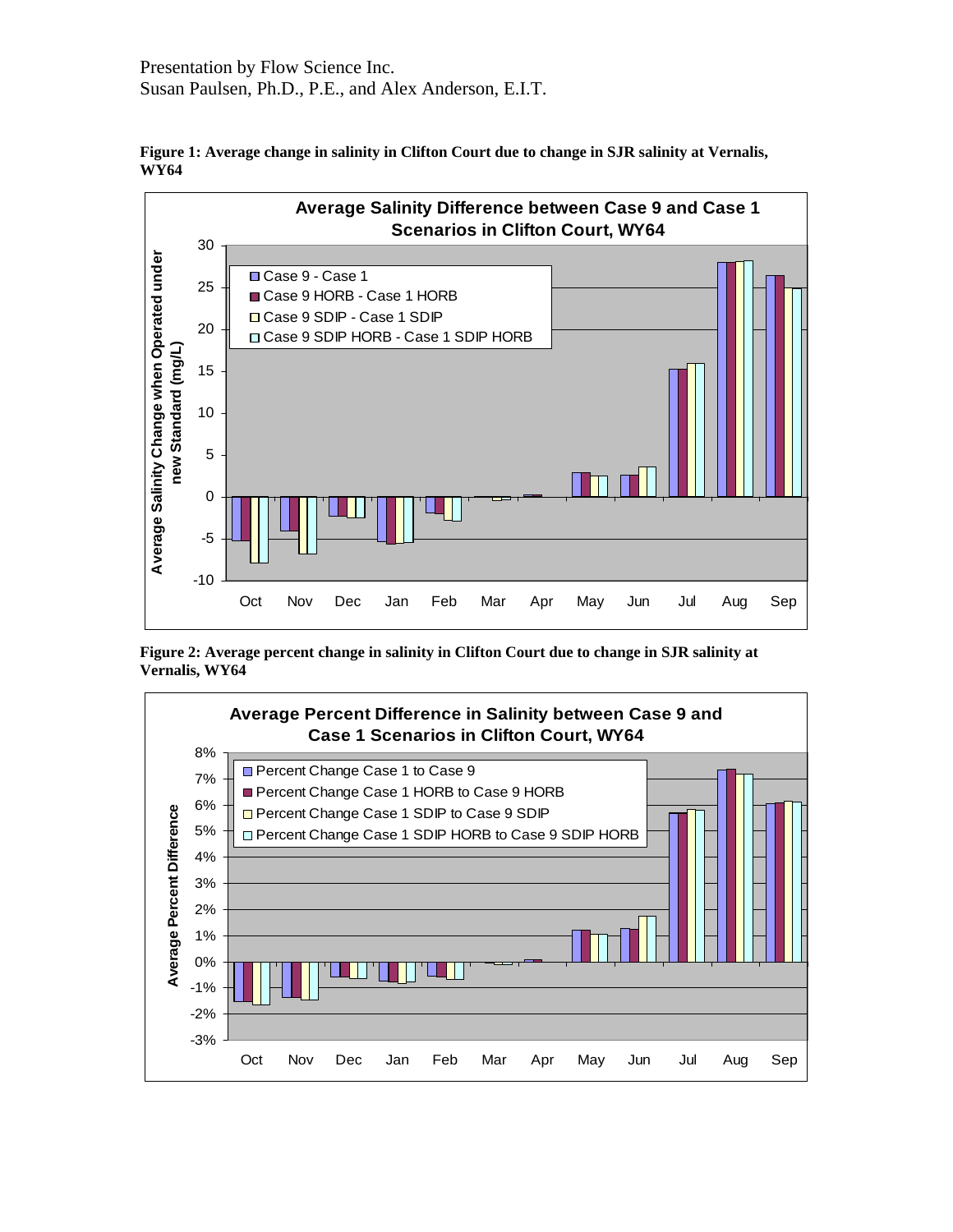Presentation by Flow Science Inc.
Susan Paulsen, Ph.D., P.E., and Alex Anderson, E.I.T.

**Figure 1: Average change in salinity in Clifton Court due to change in SJR salinity at Vernalis, WY64**

**Figure 2: Average percent change in salinity in Clifton Court due to change in SJR salinity at Vernalis, WY64**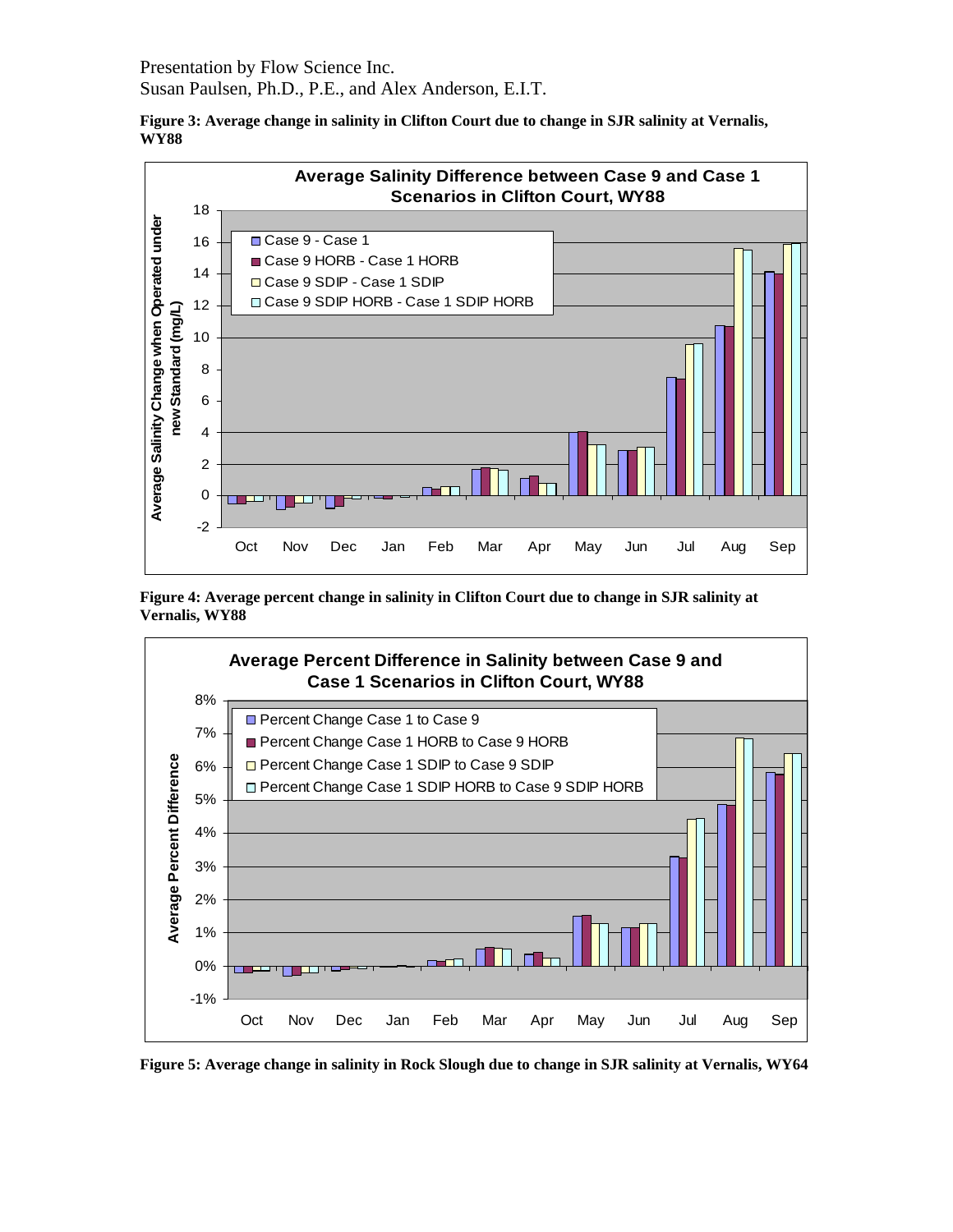Presentation by Flow Science Inc.
Susan Paulsen, Ph.D., P.E., and Alex Anderson, E.I.T.

**Figure 3: Average change in salinity in Clifton Court due to change in SJR salinity at Vernalis, WY88**

**Figure 4: Average percent change in salinity in Clifton Court due to change in SJR salinity at Vernalis, WY88**

**Figure 5: Average change in salinity in Rock Slough due to change in SJR salinity at Vernalis, WY64**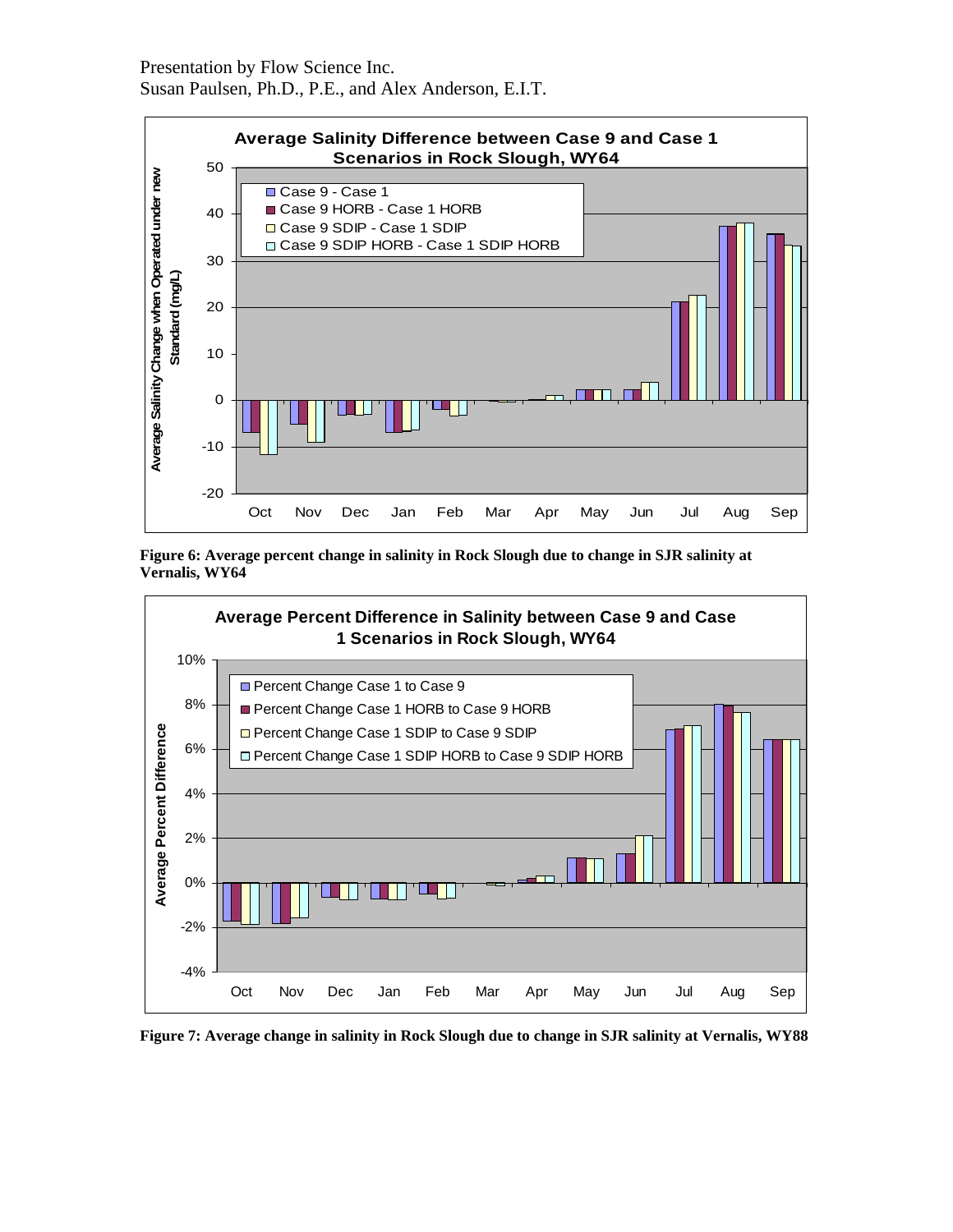**Figure 6: Average percent change in salinity in Rock Slough due to change in SJR salinity at Vernalis, WY64**

**Figure 7: Average change in salinity in Rock Slough due to change in SJR salinity at Vernalis, WY88**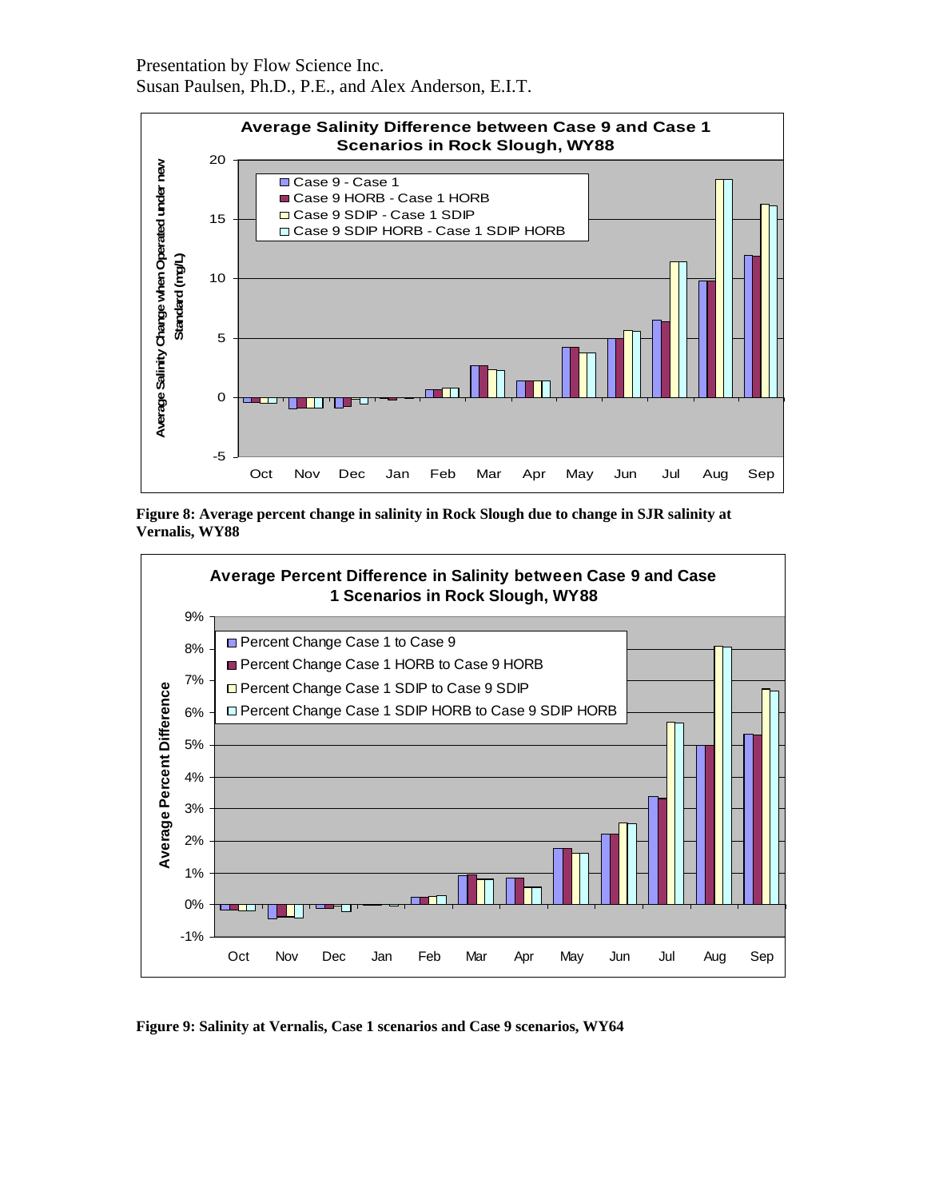Presentation by Flow Science Inc.
Susan Paulsen, Ph.D., P.E., and Alex Anderson, E.I.T.

**Figure 8: Average percent change in salinity in Rock Slough due to change in SJR salinity at Vernalis, WY88**

**Figure 9: Salinity at Vernalis, Case 1 scenarios and Case 9 scenarios, WY64**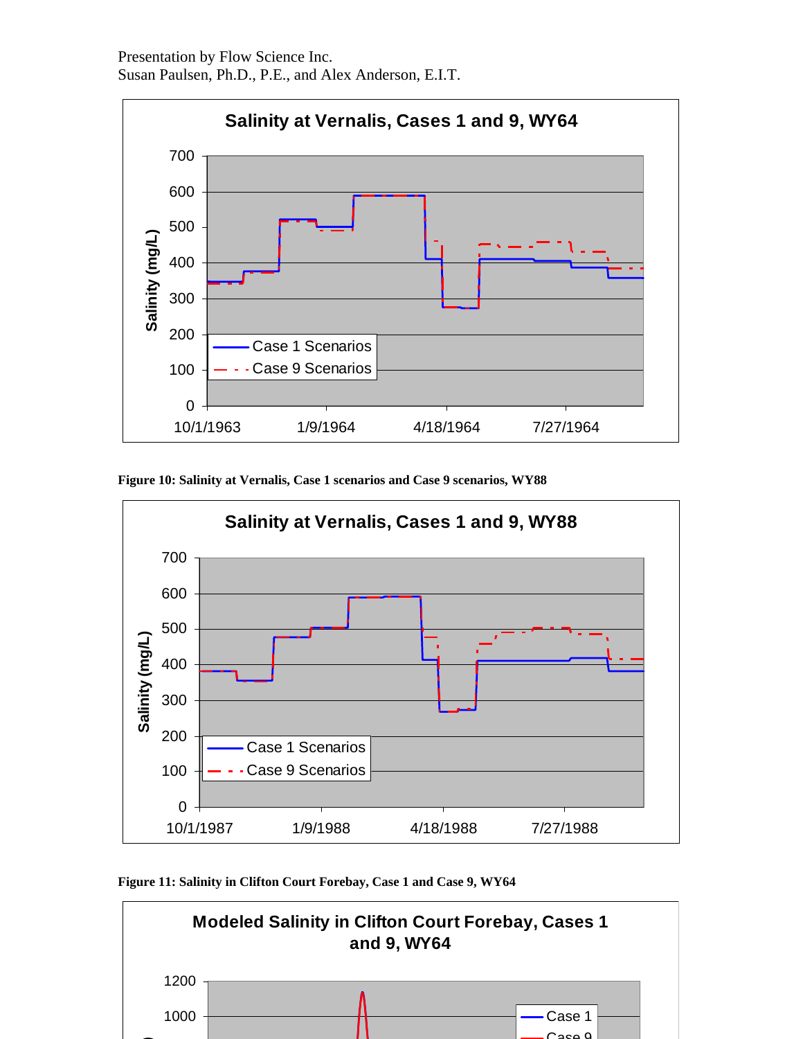Presentation by Flow Science Inc.
Susan Paulsen, Ph.D., P.E., and Alex Anderson, E.I.T.

**Figure 10: Salinity at Vernalis, Case 1 scenarios and Case 9 scenarios, WY88**

**Figure 11: Salinity in Clifton Court Forebay, Case 1 and Case 9, WY64**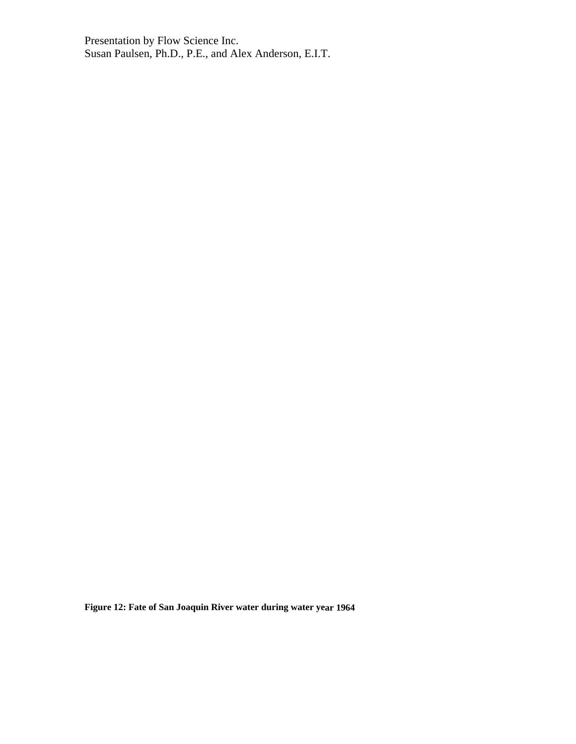**Figure 12: Fate of San Joaquin River water during water year 1964**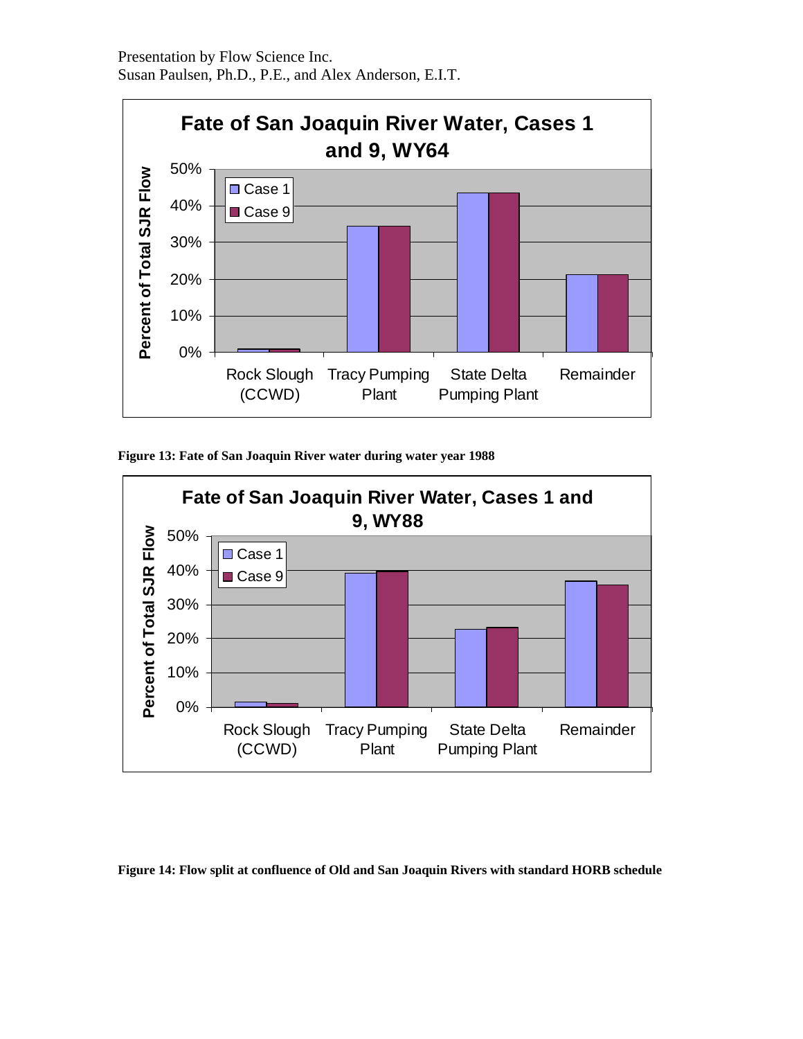Presentation by Flow Science Inc.
Susan Paulsen, Ph.D., P.E., and Alex Anderson, E.I.T.

**Figure 13: Fate of San Joaquin River water during water year 1988**

**Figure 14: Flow split at confluence of Old and San Joaquin Rivers with standard HORB schedule**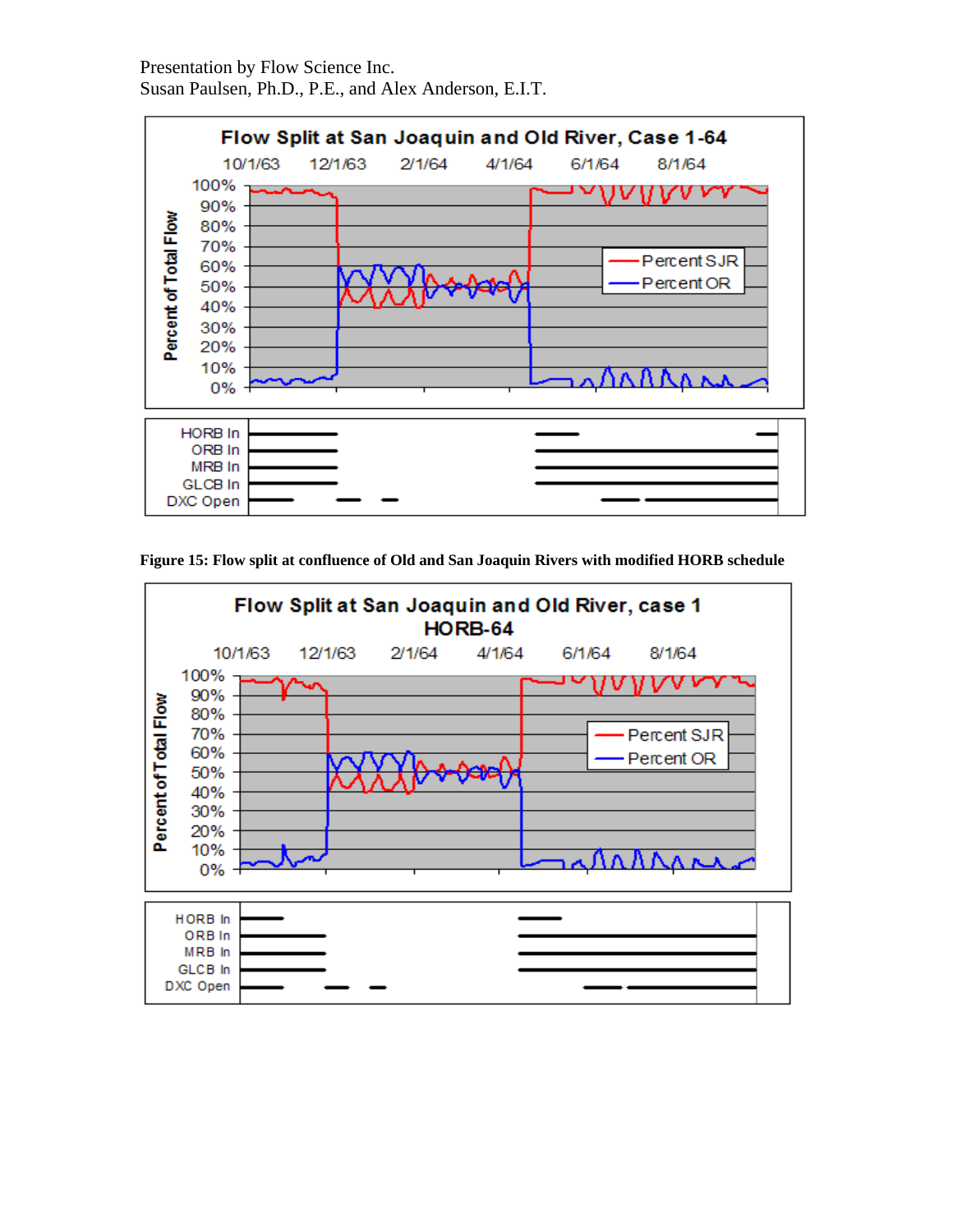Presentation by Flow Science Inc.
Susan Paulsen, Ph.D., P.E., and Alex Anderson, E.I.T.

Flow Split at San Joaquin and Old River, Case 1-64

10/1/63
12/1/63
2/1/64
4/1/64
6/1/64
8/1/64

100%
90%
80%
70%
60%
50%
40%
30%
20%
10%
0%

Percent of Total Flow

Percent SJR
Percent OR

HORB In
ORB In
MRB In
GLCB In
DXC Open

**Figure 15: Flow split at confluence of Old and San Joaquin Rivers with modified HORB schedule**

Flow Split at San Joaquin and Old River, case 1 HORB-64

10/1/63
12/1/63
2/1/64
4/1/64
6/1/64
8/1/64

100%
90%
80%
70%
60%
50%
40%
30%
20%
10%
0%

Percent of Total Flow

Percent SJR
Percent OR

HORB In
ORB In
MRB In
GLCB In
DXC Open